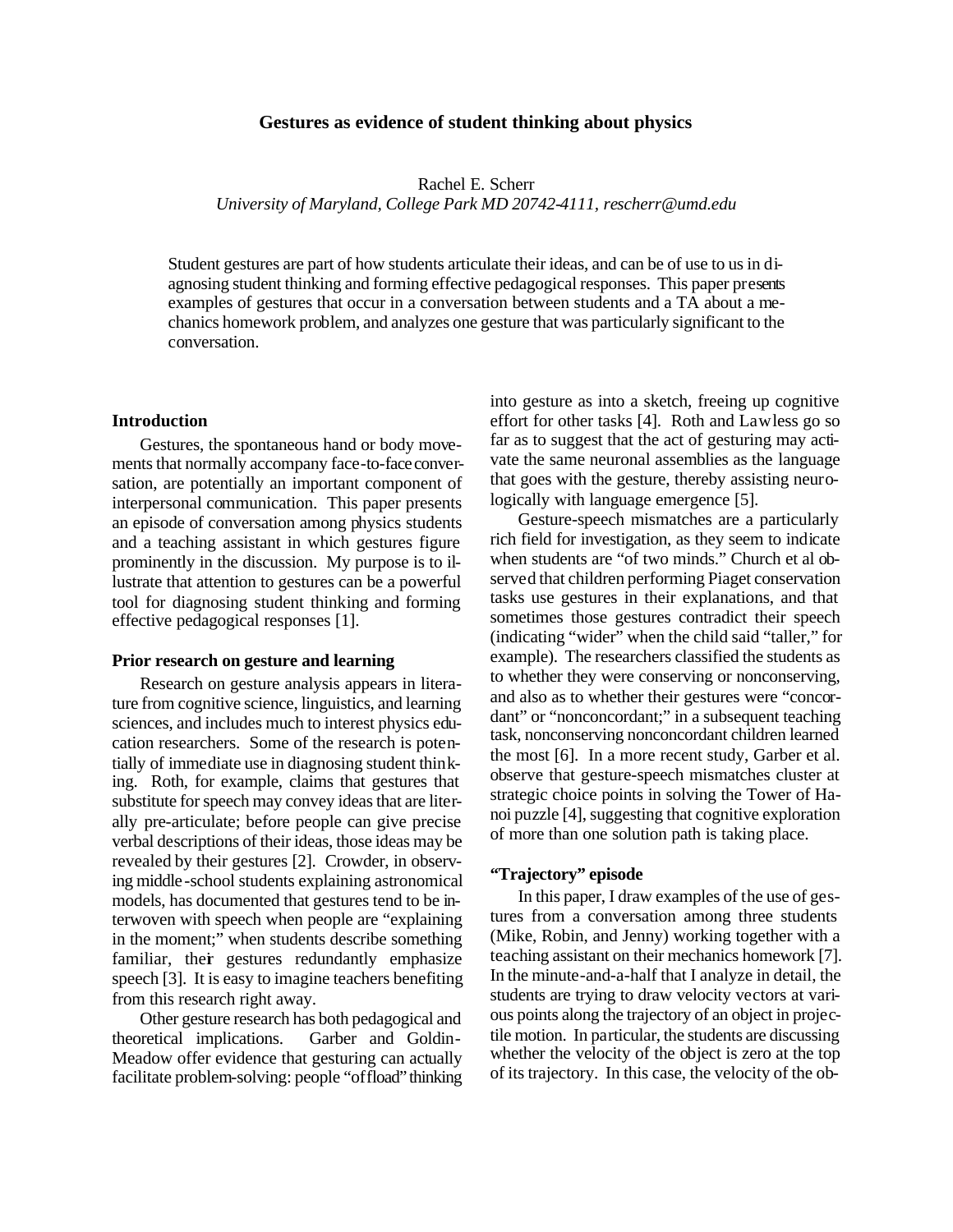# Gestures as evidence of student thinking about physics

Rachel E. Scherr

*University of Maryland, College Park MD 20742-4111, rescherr@umd.edu*

Student gestures are part of how students articulate their ideas, and can be of use to us in diagnosing student thinking and forming effective pedagogical responses. This paper presents examples of gestures that occur in a conversation between students and a TA about a mechanics homework problem, and analyzes one gesture that was particularly significant to the conversation.

## Introduction

Gestures, the spontaneous hand or body movements that normally accompany face-to-face conversation, are potentially an important component of interpersonal communication. This paper presents an episode of conversation among physics students and a teaching assistant in which gestures figure prominently in the discussion. My purpose is to illustrate that attention to gestures can be a powerful tool for diagnosing student thinking and forming effective pedagogical responses [1].

## Prior research on gesture and learning

Research on gesture analysis appears in literature from cognitive science, linguistics, and learning sciences, and includes much to interest physics education researchers. Some of the research is potentially of immediate use in diagnosing student thinking. Roth, for example, claims that gestures that substitute for speech may convey ideas that are literally pre-articulate; before people can give precise verbal descriptions of their ideas, those ideas may be revealed by their gestures [2]. Crowder, in observing middle-school students explaining astronomical models, has documented that gestures tend to be interwoven with speech when people are "explaining in the moment;" when students describe something familiar, their gestures redundantly emphasize speech [3]. It is easy to imagine teachers benefiting from this research right away.

Other gesture research has both pedagogical and theoretical implications. Garber and Goldin-Meadow offer evidence that gesturing can actually facilitate problem-solving: people "offload" thinking into gesture as into a sketch, freeing up cognitive effort for other tasks [4]. Roth and Lawless go so far as to suggest that the act of gesturing may activate the same neuronal assemblies as the language that goes with the gesture, thereby assisting neurologically with language emergence [5].

Gesture-speech mismatches are a particularly rich field for investigation, as they seem to indicate when students are "of two minds." Church et al observed that children performing Piaget conservation tasks use gestures in their explanations, and that sometimes those gestures contradict their speech (indicating "wider" when the child said "taller," for example). The researchers classified the students as to whether they were conserving or nonconserving, and also as to whether their gestures were "concordant" or "nonconcordant;" in a subsequent teaching task, nonconserving nonconcordant children learned the most [6]. In a more recent study, Garber et al. observe that gesture-speech mismatches cluster at strategic choice points in solving the Tower of Hanoi puzzle [4], suggesting that cognitive exploration of more than one solution path is taking place.

## "Trajectory" episode

In this paper, I draw examples of the use of gestures from a conversation among three students (Mike, Robin, and Jenny) working together with a teaching assistant on their mechanics homework [7]. In the minute-and-a-half that I analyze in detail, the students are trying to draw velocity vectors at various points along the trajectory of an object in projectile motion. In particular, the students are discussing whether the velocity of the object is zero at the top of its trajectory. In this case, the velocity of the ob-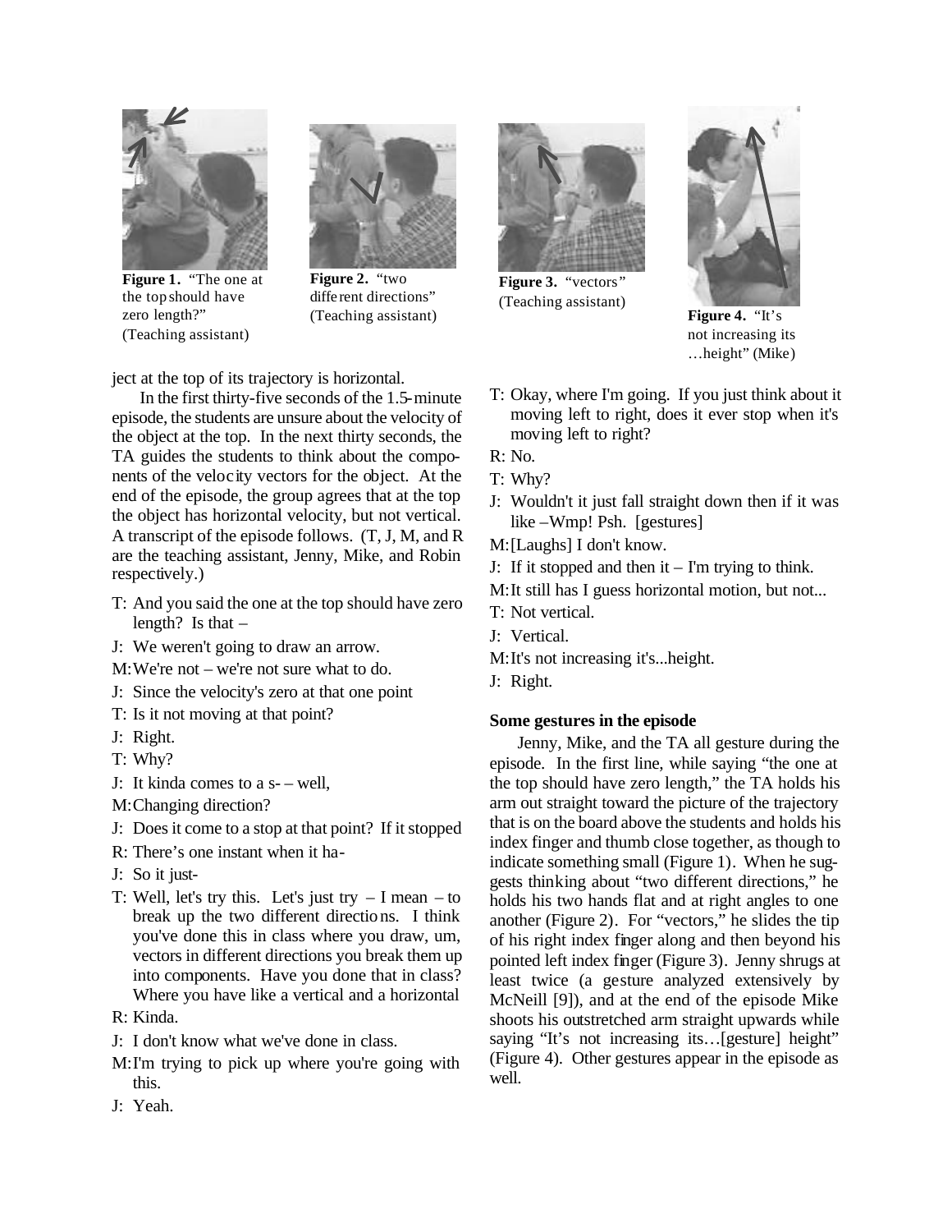**Figure 1.** "The one at the top should have zero length?" (Teaching assistant)

**Figure 2.** "two different directions" (Teaching assistant)

**Figure 3.** "vectors" (Teaching assistant)

**Figure 4.** "It's not increasing its …height" (Mike)

ject at the top of its trajectory is horizontal.

In the first thirty-five seconds of the 1.5-minute episode, the students are unsure about the velocity of the object at the top. In the next thirty seconds, the TA guides the students to think about the components of the velocity vectors for the object. At the end of the episode, the group agrees that at the top the object has horizontal velocity, but not vertical. A transcript of the episode follows. (T, J, M, and R are the teaching assistant, Jenny, Mike, and Robin respectively.)

T: And you said the one at the top should have zero length? Is that –

J: We weren't going to draw an arrow.

M: We're not – we're not sure what to do.

J: Since the velocity's zero at that one point

T: Is it not moving at that point?

J: Right.

T: Why?

J: It kinda comes to a s- – well,

M: Changing direction?

J: Does it come to a stop at that point? If it stopped

R: There's one instant when it ha-

J: So it just-

T: Well, let's try this. Let's just try – I mean – to break up the two different directions. I think you've done this in class where you draw, um, vectors in different directions you break them up into components. Have you done that in class? Where you have like a vertical and a horizontal

R: Kinda.

J: I don't know what we've done in class.

M: I'm trying to pick up where you're going with this.

J: Yeah.

T: Okay, where I'm going. If you just think about it moving left to right, does it ever stop when it's moving left to right?

R: No.

T: Why?

J: Wouldn't it just fall straight down then if it was like –Wmp! Psh. [gestures]

M: [Laughs] I don't know.

J: If it stopped and then it – I'm trying to think.

M: It still has I guess horizontal motion, but not...

T: Not vertical.

J: Vertical.

M: It's not increasing it's...height.

J: Right.

### Some gestures in the episode

Jenny, Mike, and the TA all gesture during the episode. In the first line, while saying "the one at the top should have zero length," the TA holds his arm out straight toward the picture of the trajectory that is on the board above the students and holds his index finger and thumb close together, as though to indicate something small (Figure 1). When he suggests thinking about "two different directions," he holds his two hands flat and at right angles to one another (Figure 2). For "vectors," he slides the tip of his right index finger along and then beyond his pointed left index finger (Figure 3). Jenny shrugs at least twice (a gesture analyzed extensively by McNeill [9]), and at the end of the episode Mike shoots his outstretched arm straight upwards while saying "It's not increasing its…[gesture] height" (Figure 4). Other gestures appear in the episode as well.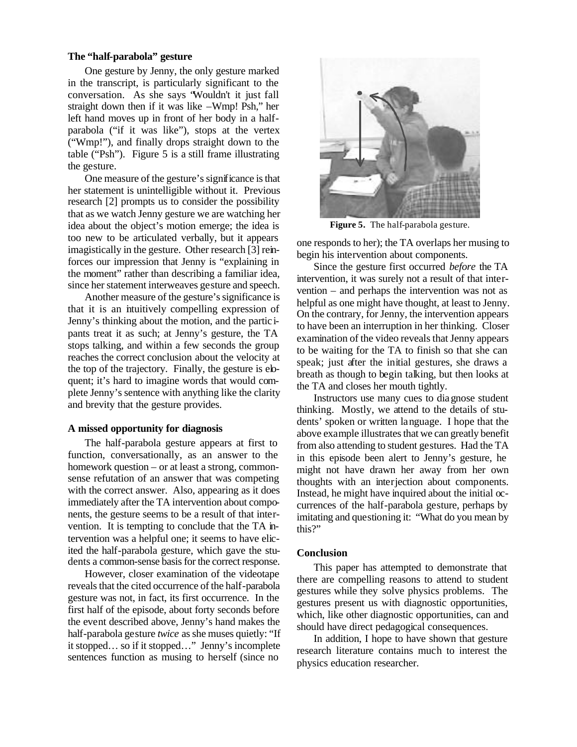### The "half-parabola" gesture

One gesture by Jenny, the only gesture marked in the transcript, is particularly significant to the conversation. As she says "Wouldn't it just fall straight down then if it was like –Wmp! Psh," her left hand moves up in front of her body in a half-parabola ("if it was like"), stops at the vertex ("Wmp!"), and finally drops straight down to the table ("Psh"). Figure 5 is a still frame illustrating the gesture.

One measure of the gesture's significance is that her statement is unintelligible without it. Previous research [2] prompts us to consider the possibility that as we watch Jenny gesture we are watching her idea about the object's motion emerge; the idea is too new to be articulated verbally, but it appears imagistically in the gesture. Other research [3] reinforces our impression that Jenny is "explaining in the moment" rather than describing a familiar idea, since her statement interweaves gesture and speech.

Another measure of the gesture's significance is that it is an intuitively compelling expression of Jenny's thinking about the motion, and the participants treat it as such; at Jenny's gesture, the TA stops talking, and within a few seconds the group reaches the correct conclusion about the velocity at the top of the trajectory. Finally, the gesture is eloquent; it's hard to imagine words that would complete Jenny's sentence with anything like the clarity and brevity that the gesture provides.

### A missed opportunity for diagnosis

The half-parabola gesture appears at first to function, conversationally, as an answer to the homework question – or at least a strong, commonsense refutation of an answer that was competing with the correct answer. Also, appearing as it does immediately after the TA intervention about components, the gesture seems to be a result of that intervention. It is tempting to conclude that the TA intervention was a helpful one; it seems to have elicited the half-parabola gesture, which gave the students a common-sense basis for the correct response.

However, closer examination of the videotape reveals that the cited occurrence of the half-parabola gesture was not, in fact, its first occurrence. In the first half of the episode, about forty seconds before the event described above, Jenny's hand makes the half-parabola gesture *twice* as she muses quietly: "If it stopped… so if it stopped…" Jenny's incomplete sentences function as musing to herself (since no one responds to her); the TA overlaps her musing to begin his intervention about components.

**Figure 5.** The half-parabola gesture.

Since the gesture first occurred *before* the TA intervention, it was surely not a result of that intervention – and perhaps the intervention was not as helpful as one might have thought, at least to Jenny. On the contrary, for Jenny, the intervention appears to have been an interruption in her thinking. Closer examination of the video reveals that Jenny appears to be waiting for the TA to finish so that she can speak; just after the initial gestures, she draws a breath as though to begin talking, but then looks at the TA and closes her mouth tightly.

Instructors use many cues to diagnose student thinking. Mostly, we attend to the details of students' spoken or written language. I hope that the above example illustrates that we can greatly benefit from also attending to student gestures. Had the TA in this episode been alert to Jenny's gesture, he might not have drawn her away from her own thoughts with an interjection about components. Instead, he might have inquired about the initial occurrences of the half-parabola gesture, perhaps by imitating and questioning it: "What do you mean by this?"

### Conclusion

This paper has attempted to demonstrate that there are compelling reasons to attend to student gestures while they solve physics problems. The gestures present us with diagnostic opportunities, which, like other diagnostic opportunities, can and should have direct pedagogical consequences.

In addition, I hope to have shown that gesture research literature contains much to interest the physics education researcher.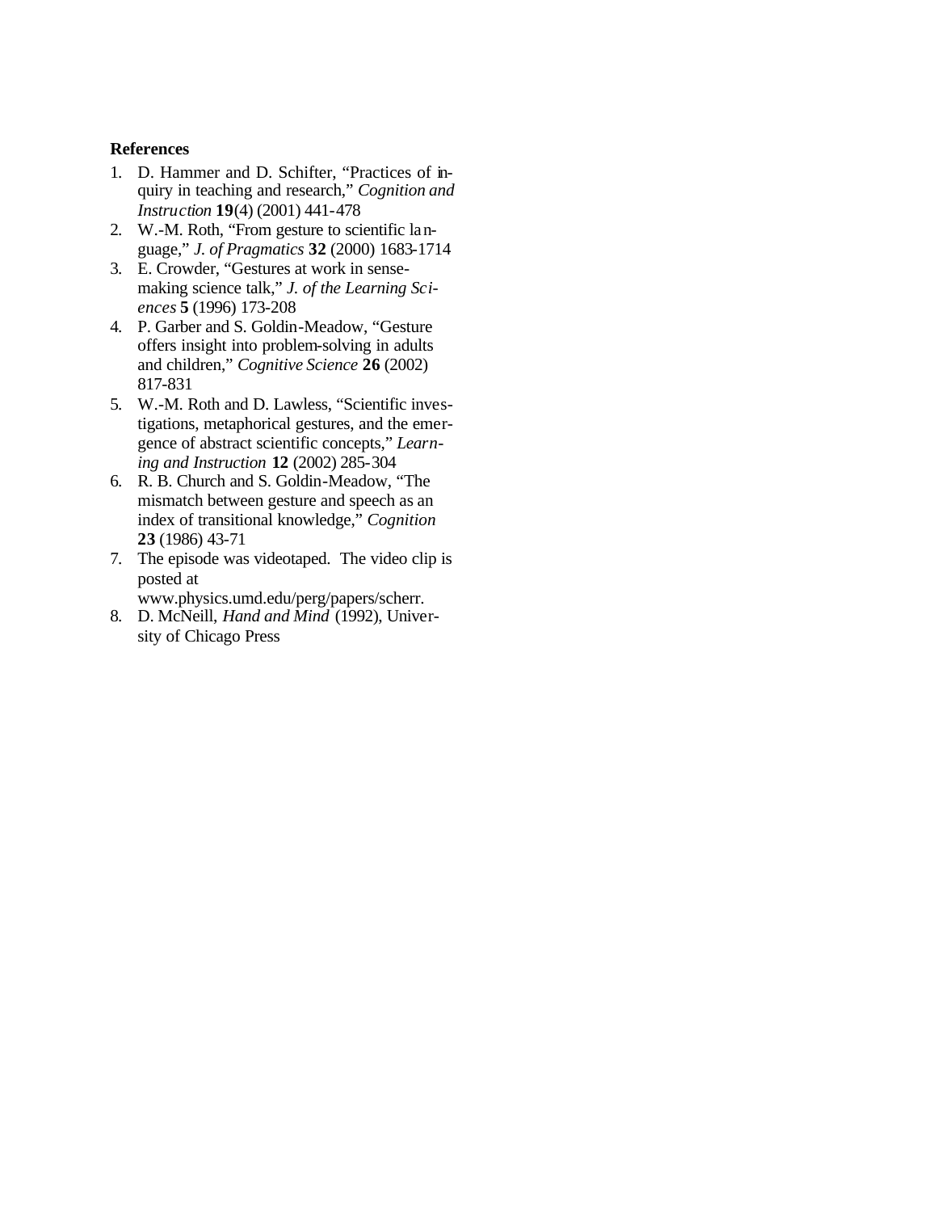**References**

1. D. Hammer and D. Schifter, "Practices of inquiry in teaching and research," *Cognition and Instruction* **19**(4) (2001) 441-478
2. W.-M. Roth, "From gesture to scientific language," *J. of Pragmatics* **32** (2000) 1683-1714
3. E. Crowder, "Gestures at work in sense-making science talk," *J. of the Learning Sciences* **5** (1996) 173-208
4. P. Garber and S. Goldin-Meadow, "Gesture offers insight into problem-solving in adults and children," *Cognitive Science* **26** (2002) 817-831
5. W.-M. Roth and D. Lawless, "Scientific investigations, metaphorical gestures, and the emergence of abstract scientific concepts," *Learning and Instruction* **12** (2002) 285-304
6. R. B. Church and S. Goldin-Meadow, "The mismatch between gesture and speech as an index of transitional knowledge," *Cognition* **23** (1986) 43-71
7. The episode was videotaped. The video clip is posted at www.physics.umd.edu/perg/papers/scherr.
8. D. McNeill, *Hand and Mind* (1992), University of Chicago Press